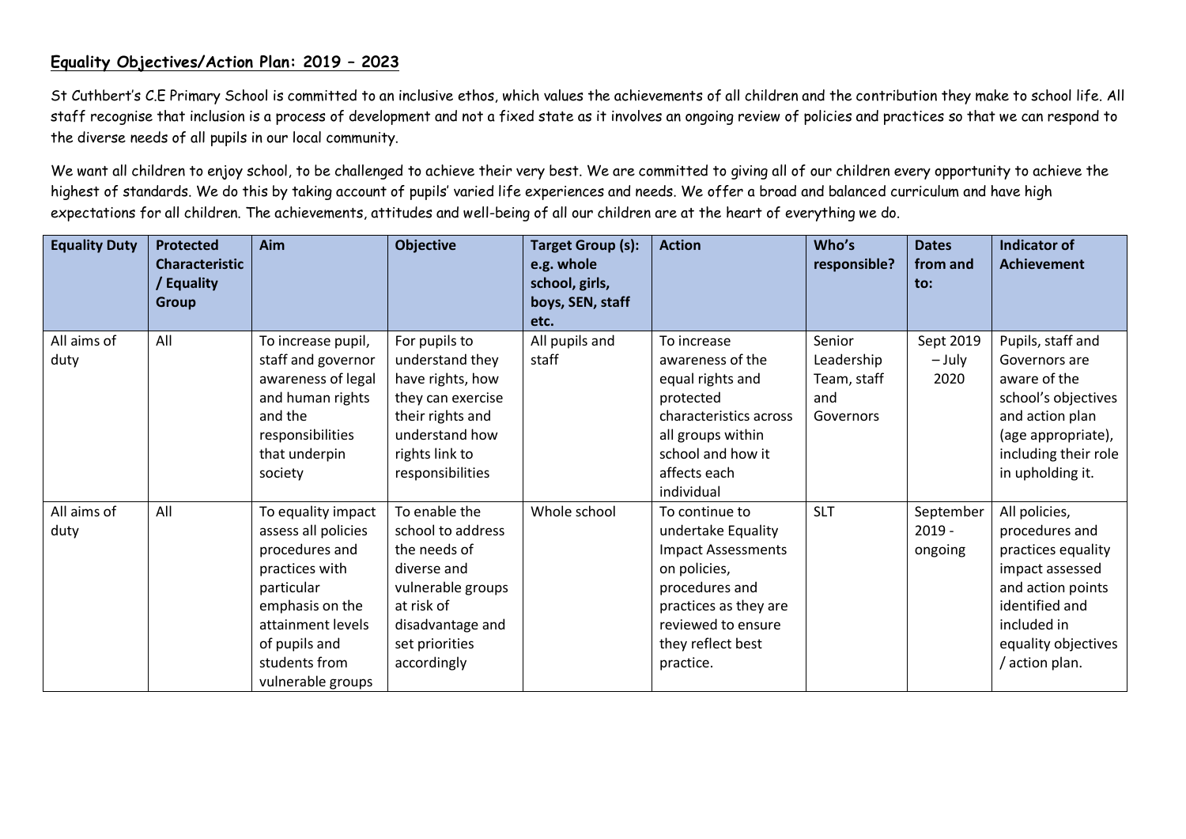## **Equality Objectives/Action Plan: 2019 – 2023**

St Cuthbert's C.E Primary School is committed to an inclusive ethos, which values the achievements of all children and the contribution they make to school life. All staff recognise that inclusion is a process of development and not a fixed state as it involves an ongoing review of policies and practices so that we can respond to the diverse needs of all pupils in our local community.

We want all children to enjoy school, to be challenged to achieve their very best. We are committed to giving all of our children every opportunity to achieve the highest of standards. We do this by taking account of pupils' varied life experiences and needs. We offer a broad and balanced curriculum and have high expectations for all children. The achievements, attitudes and well-being of all our children are at the heart of everything we do.

| Equality Duty | Protected Characteristic / Equality Group | Aim | Objective | Target Group (s): e.g. whole school, girls, boys, SEN, staff etc. | Action | Who's responsible? | Dates from and to: | Indicator of Achievement |
|---|---|---|---|---|---|---|---|---|
| All aims of duty | All | To increase pupil, staff and governor awareness of legal and human rights and the responsibilities that underpin society | For pupils to understand they have rights, how they can exercise their rights and understand how rights link to responsibilities | All pupils and staff | To increase awareness of the equal rights and protected characteristics across all groups within school and how it affects each individual | Senior Leadership Team, staff and Governors | Sept 2019 – July 2020 | Pupils, staff and Governors are aware of the school's objectives and action plan (age appropriate), including their role in upholding it. |
| All aims of duty | All | To equality impact assess all policies procedures and practices with particular emphasis on the attainment levels of pupils and students from vulnerable groups | To enable the school to address the needs of diverse and vulnerable groups at risk of disadvantage and set priorities accordingly | Whole school | To continue to undertake Equality Impact Assessments on policies, procedures and practices as they are reviewed to ensure they reflect best practice. | SLT | September 2019 - ongoing | All policies, procedures and practices equality impact assessed and action points identified and included in equality objectives / action plan. |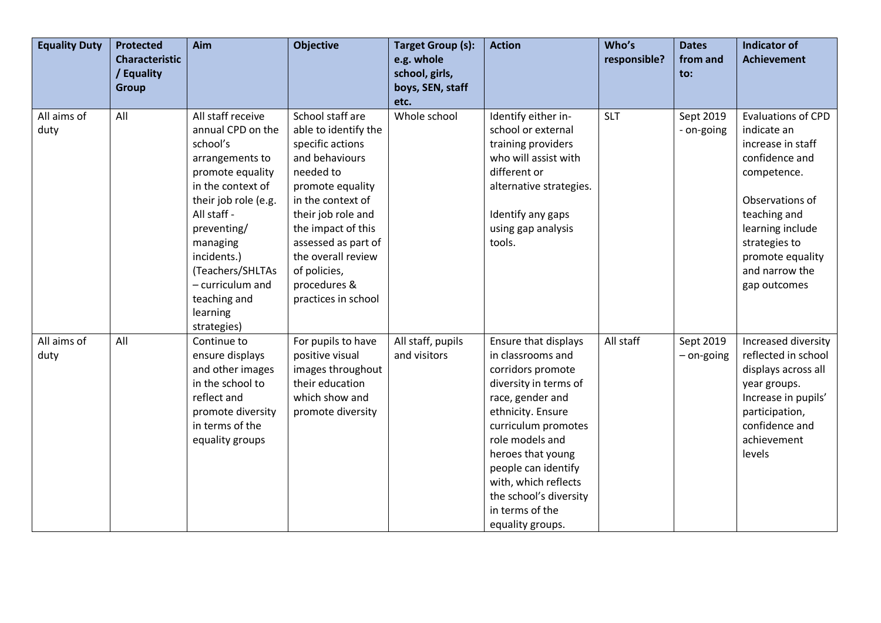| Equality Duty | Protected Characteristic / Equality Group | Aim | Objective | Target Group (s): e.g. whole school, girls, boys, SEN, staff etc. | Action | Who's responsible? | Dates from and to: | Indicator of Achievement |
|---|---|---|---|---|---|---|---|---|
| All aims of duty | All | All staff receive annual CPD on the school's arrangements to promote equality in the context of their job role (e.g. All staff - preventing/ managing incidents.) (Teachers/SHLTAs – curriculum and teaching and learning strategies) | School staff are able to identify the specific actions and behaviours needed to promote equality in the context of their job role and the impact of this assessed as part of the overall review of policies, procedures & practices in school | Whole school | Identify either in-school or external training providers who will assist with different or alternative strategies.<br><br>Identify any gaps using gap analysis tools. | SLT | Sept 2019 - on-going | Evaluations of CPD indicate an increase in staff confidence and competence.<br><br>Observations of teaching and learning include strategies to promote equality and narrow the gap outcomes |
| All aims of duty | All | Continue to ensure displays and other images in the school to reflect and promote diversity in terms of the equality groups | For pupils to have positive visual images throughout their education which show and promote diversity | All staff, pupils and visitors | Ensure that displays in classrooms and corridors promote diversity in terms of race, gender and ethnicity. Ensure curriculum promotes role models and heroes that young people can identify with, which reflects the school's diversity in terms of the equality groups. | All staff | Sept 2019 – on-going | Increased diversity reflected in school displays across all year groups. Increase in pupils' participation, confidence and achievement levels |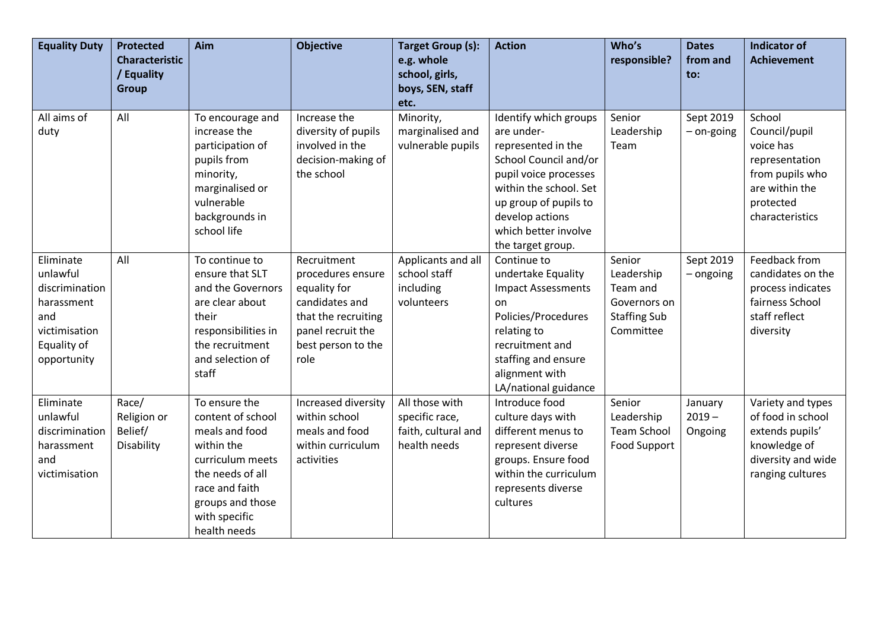| Equality Duty | Protected Characteristic / Equality Group | Aim | Objective | Target Group (s): e.g. whole school, girls, boys, SEN, staff etc. | Action | Who's responsible? | Dates from and to: | Indicator of Achievement |
|---|---|---|---|---|---|---|---|---|
| All aims of duty | All | To encourage and increase the participation of pupils from minority, marginalised or vulnerable backgrounds in school life | Increase the diversity of pupils involved in the decision-making of the school | Minority, marginalised and vulnerable pupils | Identify which groups are under-represented in the School Council and/or pupil voice processes within the school. Set up group of pupils to develop actions which better involve the target group. | Senior Leadership Team | Sept 2019 – on-going | School Council/pupil voice has representation from pupils who are within the protected characteristics |
| Eliminate unlawful discrimination harassment and victimisation Equality of opportunity | All | To continue to ensure that SLT and the Governors are clear about their responsibilities in the recruitment and selection of staff | Recruitment procedures ensure equality for candidates and that the recruiting panel recruit the best person to the role | Applicants and all school staff including volunteers | Continue to undertake Equality Impact Assessments on Policies/Procedures relating to recruitment and staffing and ensure alignment with LA/national guidance | Senior Leadership Team and Governors on Staffing Sub Committee | Sept 2019 – ongoing | Feedback from candidates on the process indicates fairness School staff reflect diversity |
| Eliminate unlawful discrimination harassment and victimisation | Race/ Religion or Belief/ Disability | To ensure the content of school meals and food within the curriculum meets the needs of all race and faith groups and those with specific health needs | Increased diversity within school meals and food within curriculum activities | All those with specific race, faith, cultural and health needs | Introduce food culture days with different menus to represent diverse groups. Ensure food within the curriculum represents diverse cultures | Senior Leadership Team School Food Support | January 2019 – Ongoing | Variety and types of food in school extends pupils' knowledge of diversity and wide ranging cultures |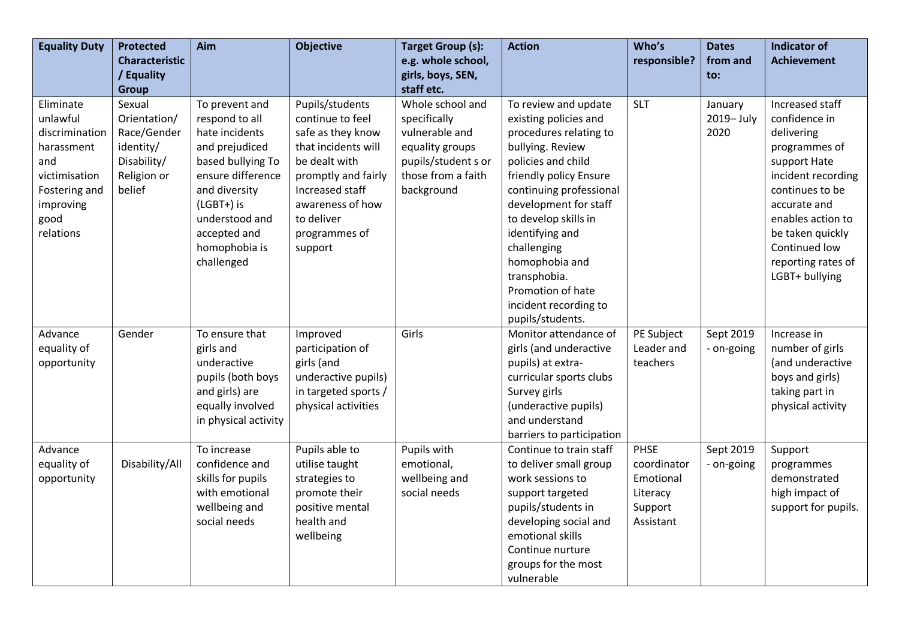| Equality Duty | Protected Characteristic / Equality Group | Aim | Objective | Target Group (s): e.g. whole school, girls, boys, SEN, staff etc. | Action | Who's responsible? | Dates from and to: | Indicator of Achievement |
|---|---|---|---|---|---|---|---|---|
| Eliminate unlawful discrimination harassment and victimisation Fostering and improving good relations | Sexual Orientation/ Race/Gender identity/ Disability/ Religion or belief | To prevent and respond to all hate incidents and prejudiced based bullying To ensure difference and diversity (LGBT+) is understood and accepted and homophobia is challenged | Pupils/students continue to feel safe as they know that incidents will be dealt with promptly and fairly Increased staff awareness of how to deliver programmes of support | Whole school and specifically vulnerable and equality groups pupils/student s or those from a faith background | To review and update existing policies and procedures relating to bullying. Review policies and child friendly policy Ensure continuing professional development for staff to develop skills in identifying and challenging homophobia and transphobia. Promotion of hate incident recording to pupils/students. | SLT | January 2019– July 2020 | Increased staff confidence in delivering programmes of support Hate incident recording continues to be accurate and enables action to be taken quickly Continued low reporting rates of LGBT+ bullying |
| Advance equality of opportunity | Gender | To ensure that girls and underactive pupils (both boys and girls) are equally involved in physical activity | Improved participation of girls (and underactive pupils) in targeted sports / physical activities | Girls | Monitor attendance of girls (and underactive pupils) at extra-curricular sports clubs Survey girls (underactive pupils) and understand barriers to participation | PE Subject Leader and teachers | Sept 2019 - on-going | Increase in number of girls (and underactive boys and girls) taking part in physical activity |
| Advance equality of opportunity | Disability/All | To increase confidence and skills for pupils with emotional wellbeing and social needs | Pupils able to utilise taught strategies to promote their positive mental health and wellbeing | Pupils with emotional, wellbeing and social needs | Continue to train staff to deliver small group work sessions to support targeted pupils/students in developing social and emotional skills Continue nurture groups for the most vulnerable | PHSE coordinator Emotional Literacy Support Assistant | Sept 2019 - on-going | Support programmes demonstrated high impact of support for pupils. |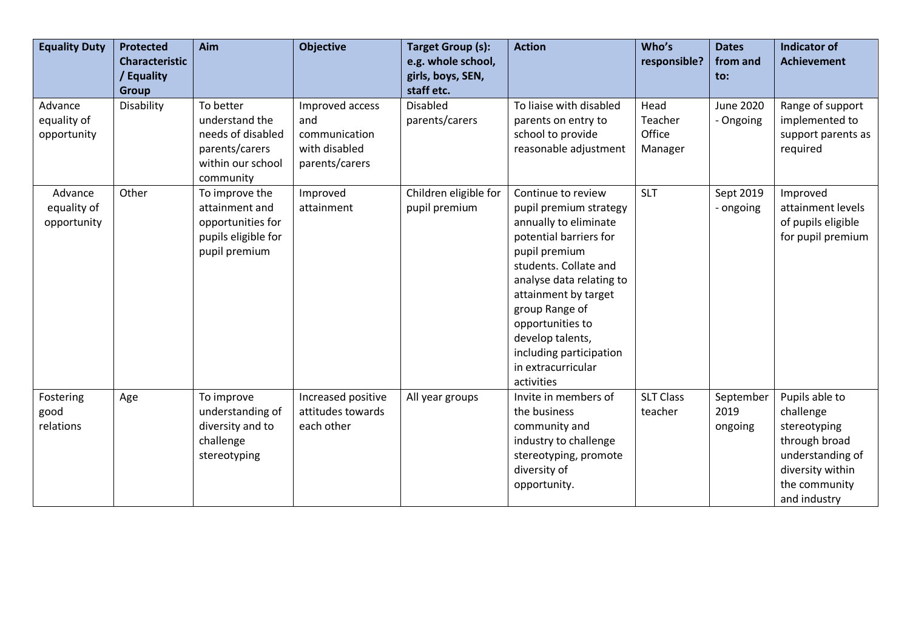| Equality Duty | Protected Characteristic / Equality Group | Aim | Objective | Target Group (s): e.g. whole school, girls, boys, SEN, staff etc. | Action | Who's responsible? | Dates from and to: | Indicator of Achievement |
|---|---|---|---|---|---|---|---|---|
| Advance equality of opportunity | Disability | To better understand the needs of disabled parents/carers within our school community | Improved access and communication with disabled parents/carers | Disabled parents/carers | To liaise with disabled parents on entry to school to provide reasonable adjustment | Head Teacher Office Manager | June 2020 - Ongoing | Range of support implemented to support parents as required |
| Advance equality of opportunity | Other | To improve the attainment and opportunities for pupils eligible for pupil premium | Improved attainment | Children eligible for pupil premium | Continue to review pupil premium strategy annually to eliminate potential barriers for pupil premium students. Collate and analyse data relating to attainment by target group Range of opportunities to develop talents, including participation in extracurricular activities | SLT | Sept 2019 - ongoing | Improved attainment levels of pupils eligible for pupil premium |
| Fostering good relations | Age | To improve understanding of diversity and to challenge stereotyping | Increased positive attitudes towards each other | All year groups | Invite in members of the business community and industry to challenge stereotyping, promote diversity of opportunity. | SLT Class teacher | September 2019 ongoing | Pupils able to challenge stereotyping through broad understanding of diversity within the community and industry |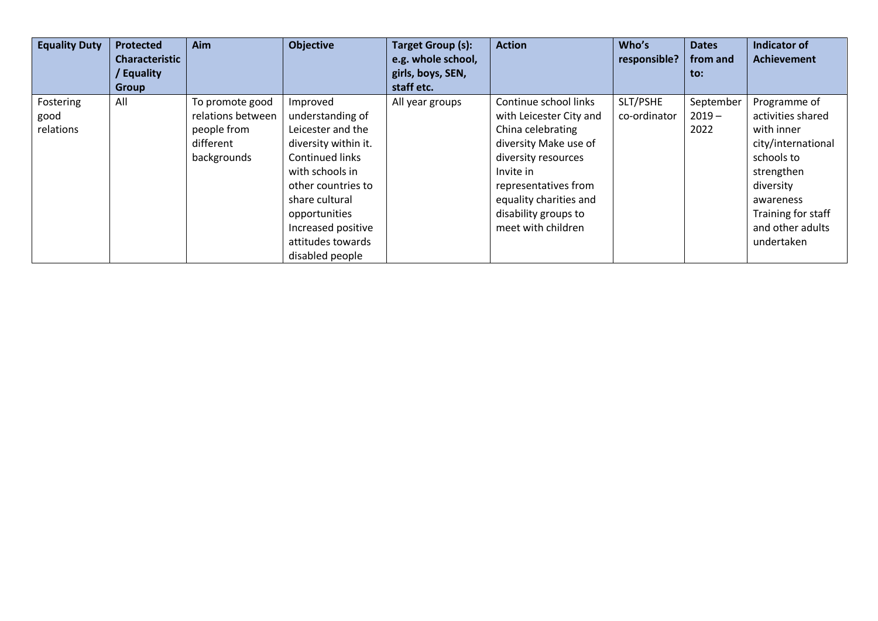| Equality Duty | Protected Characteristic / Equality Group | Aim | Objective | Target Group (s): e.g. whole school, girls, boys, SEN, staff etc. | Action | Who's responsible? | Dates from and to: | Indicator of Achievement |
|---|---|---|---|---|---|---|---|---|
| Fostering good relations | All | To promote good relations between people from different backgrounds | Improved understanding of Leicester and the diversity within it. Continued links with schools in other countries to share cultural opportunities Increased positive attitudes towards disabled people | All year groups | Continue school links with Leicester City and China celebrating diversity Make use of diversity resources Invite in representatives from equality charities and disability groups to meet with children | SLT/PSHE co-ordinator | September 2019 – 2022 | Programme of activities shared with inner city/international schools to strengthen diversity awareness Training for staff and other adults undertaken |